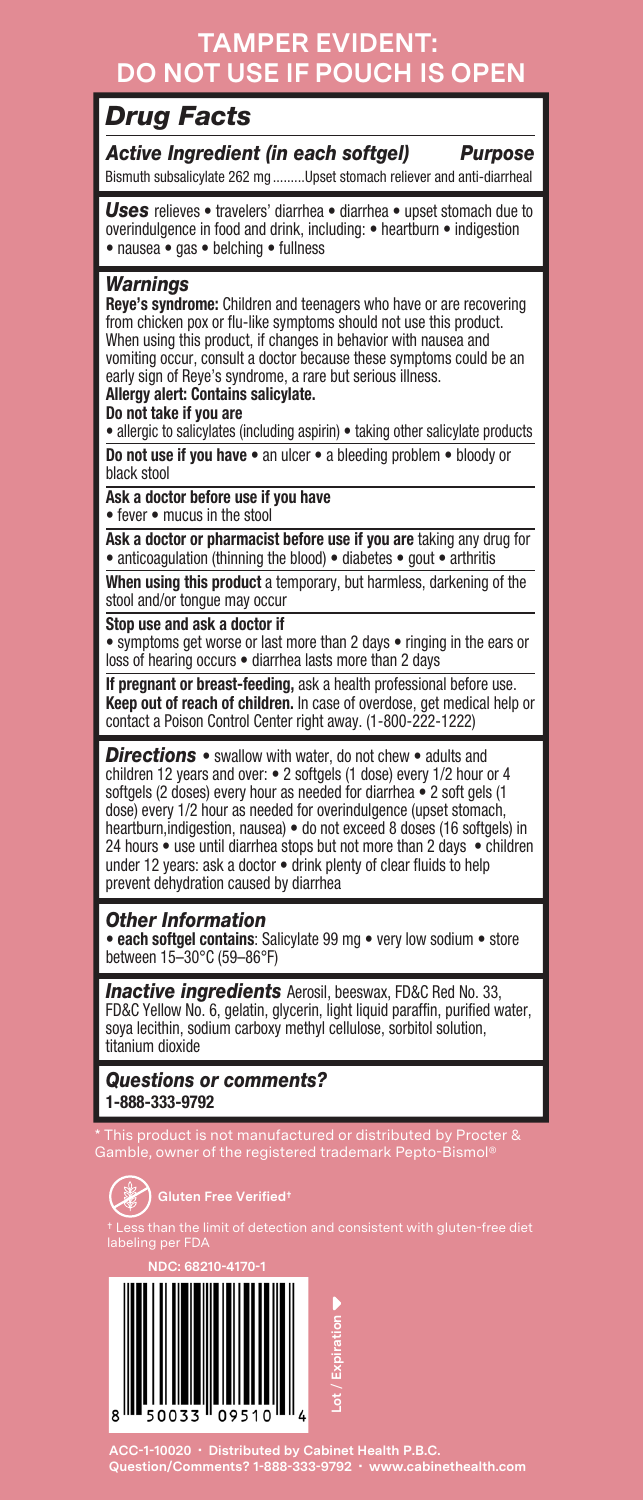# TAMPER EVIDENT: DO NOT USE IF POUCH IS OPEN

## *Drug Facts*

### *Active Ingredient (in each softgel)* — *Purpose*

Bismuth subsalicylate 262 mg .........Upset stomach reliever and anti-diarrheal

***Uses*** relieves • travelers' diarrhea • diarrhea • upset stomach due to overindulgence in food and drink, including: • heartburn • indigestion • nausea • gas • belching • fullness

### *Warnings*

**Reye's syndrome:** Children and teenagers who have or are recovering from chicken pox or flu-like symptoms should not use this product. When using this product, if changes in behavior with nausea and vomiting occur, consult a doctor because these symptoms could be an early sign of Reye's syndrome, a rare but serious illness.

**Allergy alert: Contains salicylate.**

**Do not take if you are**
• allergic to salicylates (including aspirin) • taking other salicylate products

**Do not use if you have** • an ulcer • a bleeding problem • bloody or black stool

**Ask a doctor before use if you have**
• fever • mucus in the stool

**Ask a doctor or pharmacist before use if you are** taking any drug for • anticoagulation (thinning the blood) • diabetes • gout • arthritis

**When using this product** a temporary, but harmless, darkening of the stool and/or tongue may occur

**Stop use and ask a doctor if**
• symptoms get worse or last more than 2 days • ringing in the ears or loss of hearing occurs • diarrhea lasts more than 2 days

**If pregnant or breast-feeding,** ask a health professional before use.
**Keep out of reach of children.** In case of overdose, get medical help or contact a Poison Control Center right away. (1-800-222-1222)

***Directions*** • swallow with water, do not chew • adults and children 12 years and over: • 2 softgels (1 dose) every 1/2 hour or 4 softgels (2 doses) every hour as needed for diarrhea • 2 soft gels (1 dose) every 1/2 hour as needed for overindulgence (upset stomach, heartburn,indigestion, nausea) • do not exceed 8 doses (16 softgels) in 24 hours • use until diarrhea stops but not more than 2 days • children under 12 years: ask a doctor • drink plenty of clear fluids to help prevent dehydration caused by diarrhea

### *Other Information*

• **each softgel contains**: Salicylate 99 mg • very low sodium • store between 15–30°C (59–86°F)

***Inactive ingredients*** Aerosil, beeswax, FD&C Red No. 33, FD&C Yellow No. 6, gelatin, glycerin, light liquid paraffin, purified water, soya lecithin, sodium carboxy methyl cellulose, sorbitol solution, titanium dioxide

### *Questions or comments?*

**1-888-333-9792**

* This product is not manufactured or distributed by Procter & Gamble, owner of the registered trademark Pepto-Bismol®

**Gluten Free Verified†**

† Less than the limit of detection and consistent with gluten-free diet labeling per FDA

NDC: 68210-4170-1

8 50033 09510 4

Lot / Expiration

ACC-1-10020 · Distributed by Cabinet Health P.B.C.
Question/Comments? 1-888-333-9792 · www.cabinethealth.com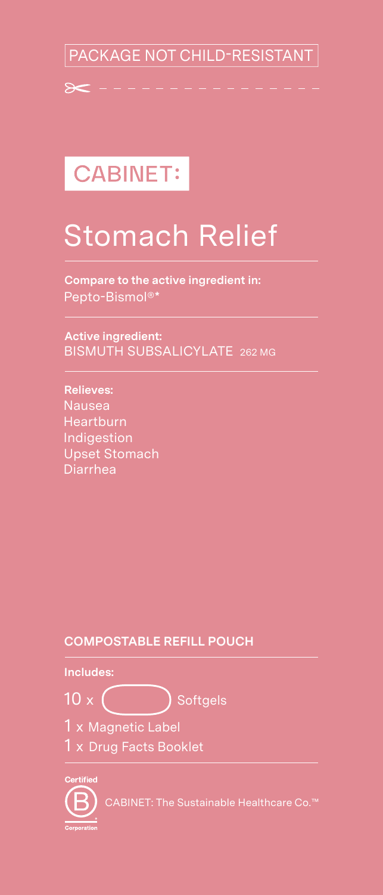PACKAGE NOT CHILD-RESISTANT

# CABINET:

# Stomach Relief

**Compare to the active ingredient in:**
Pepto-Bismol®*

**Active ingredient:**
BISMUTH SUBSALICYLATE 262 MG

**Relieves:**
Nausea
Heartburn
Indigestion
Upset Stomach
Diarrhea

**COMPOSTABLE REFILL POUCH**

**Includes:**

10 x Softgels

1 x Magnetic Label

1 x Drug Facts Booklet

Certified B Corporation

CABINET: The Sustainable Healthcare Co.™